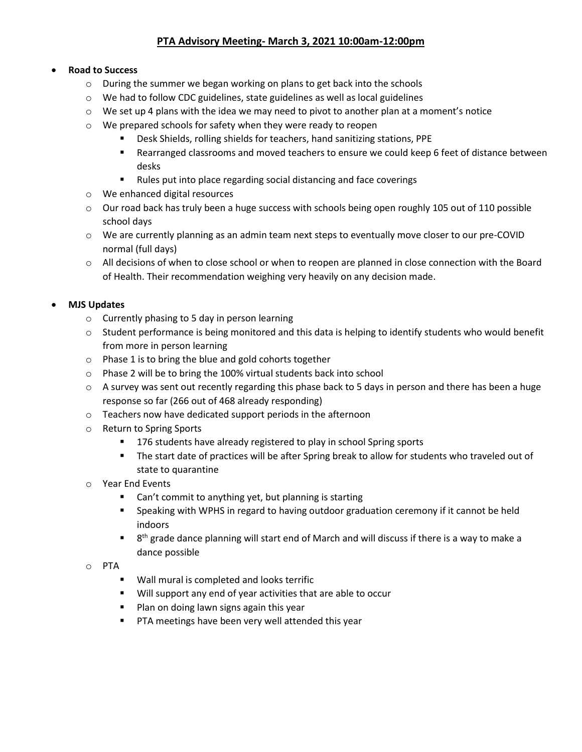# PTA Advisory Meeting- March 3, 2021 10:00am-12:00pm

- **Road to Success**
  - During the summer we began working on plans to get back into the schools
  - We had to follow CDC guidelines, state guidelines as well as local guidelines
  - We set up 4 plans with the idea we may need to pivot to another plan at a moment's notice
  - We prepared schools for safety when they were ready to reopen
    - Desk Shields, rolling shields for teachers, hand sanitizing stations, PPE
    - Rearranged classrooms and moved teachers to ensure we could keep 6 feet of distance between desks
    - Rules put into place regarding social distancing and face coverings
  - We enhanced digital resources
  - Our road back has truly been a huge success with schools being open roughly 105 out of 110 possible school days
  - We are currently planning as an admin team next steps to eventually move closer to our pre-COVID normal (full days)
  - All decisions of when to close school or when to reopen are planned in close connection with the Board of Health. Their recommendation weighing very heavily on any decision made.

- **MJS Updates**
  - Currently phasing to 5 day in person learning
  - Student performance is being monitored and this data is helping to identify students who would benefit from more in person learning
  - Phase 1 is to bring the blue and gold cohorts together
  - Phase 2 will be to bring the 100% virtual students back into school
  - A survey was sent out recently regarding this phase back to 5 days in person and there has been a huge response so far (266 out of 468 already responding)
  - Teachers now have dedicated support periods in the afternoon
  - Return to Spring Sports
    - 176 students have already registered to play in school Spring sports
    - The start date of practices will be after Spring break to allow for students who traveled out of state to quarantine
  - Year End Events
    - Can't commit to anything yet, but planning is starting
    - Speaking with WPHS in regard to having outdoor graduation ceremony if it cannot be held indoors
    - 8th grade dance planning will start end of March and will discuss if there is a way to make a dance possible
  - PTA
    - Wall mural is completed and looks terrific
    - Will support any end of year activities that are able to occur
    - Plan on doing lawn signs again this year
    - PTA meetings have been very well attended this year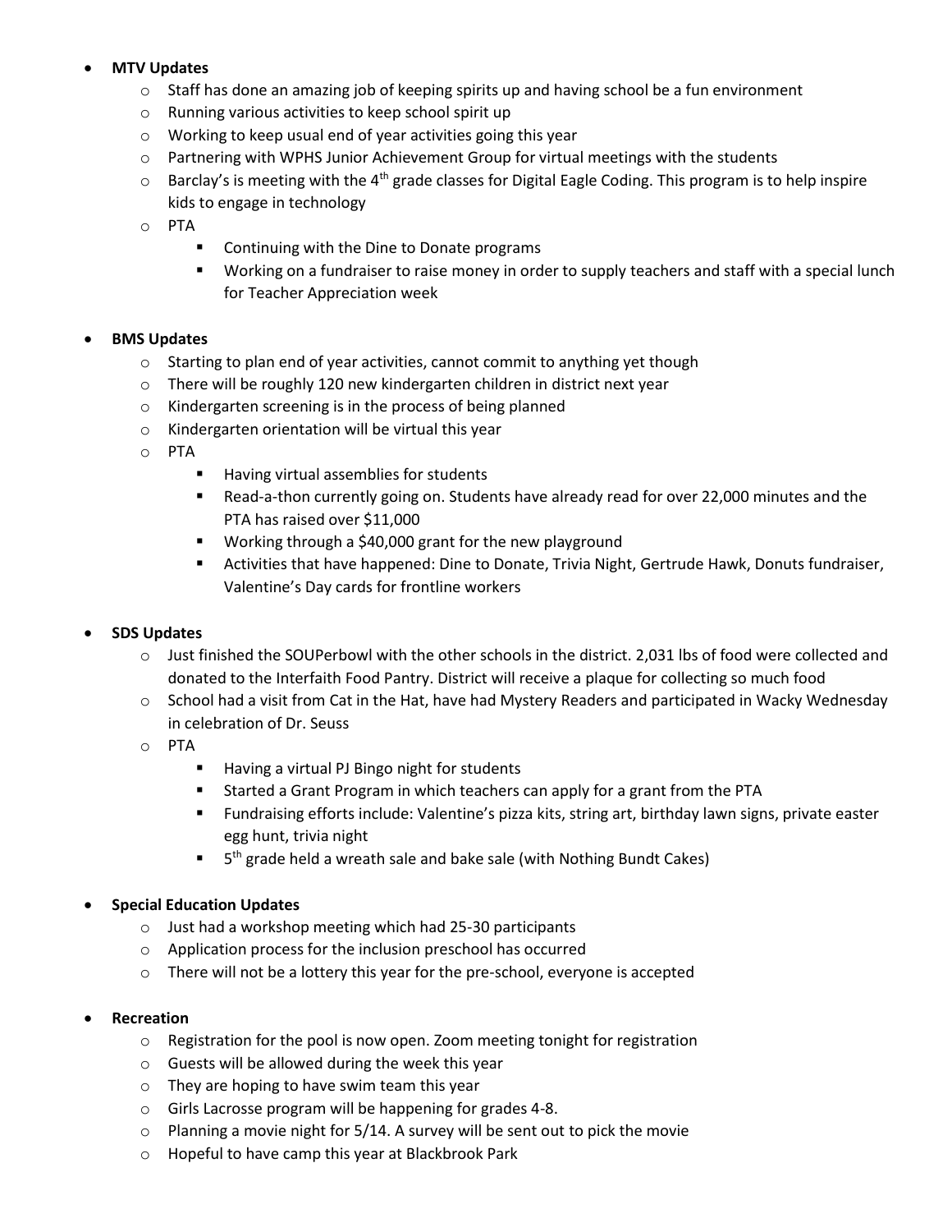- **MTV Updates**
  - Staff has done an amazing job of keeping spirits up and having school be a fun environment
  - Running various activities to keep school spirit up
  - Working to keep usual end of year activities going this year
  - Partnering with WPHS Junior Achievement Group for virtual meetings with the students
  - Barclay's is meeting with the 4th grade classes for Digital Eagle Coding. This program is to help inspire kids to engage in technology
  - PTA
    - Continuing with the Dine to Donate programs
    - Working on a fundraiser to raise money in order to supply teachers and staff with a special lunch for Teacher Appreciation week

- **BMS Updates**
  - Starting to plan end of year activities, cannot commit to anything yet though
  - There will be roughly 120 new kindergarten children in district next year
  - Kindergarten screening is in the process of being planned
  - Kindergarten orientation will be virtual this year
  - PTA
    - Having virtual assemblies for students
    - Read-a-thon currently going on. Students have already read for over 22,000 minutes and the PTA has raised over $11,000
    - Working through a $40,000 grant for the new playground
    - Activities that have happened: Dine to Donate, Trivia Night, Gertrude Hawk, Donuts fundraiser, Valentine's Day cards for frontline workers

- **SDS Updates**
  - Just finished the SOUPerbowl with the other schools in the district. 2,031 lbs of food were collected and donated to the Interfaith Food Pantry. District will receive a plaque for collecting so much food
  - School had a visit from Cat in the Hat, have had Mystery Readers and participated in Wacky Wednesday in celebration of Dr. Seuss
  - PTA
    - Having a virtual PJ Bingo night for students
    - Started a Grant Program in which teachers can apply for a grant from the PTA
    - Fundraising efforts include: Valentine's pizza kits, string art, birthday lawn signs, private easter egg hunt, trivia night
    - 5th grade held a wreath sale and bake sale (with Nothing Bundt Cakes)

- **Special Education Updates**
  - Just had a workshop meeting which had 25-30 participants
  - Application process for the inclusion preschool has occurred
  - There will not be a lottery this year for the pre-school, everyone is accepted

- **Recreation**
  - Registration for the pool is now open. Zoom meeting tonight for registration
  - Guests will be allowed during the week this year
  - They are hoping to have swim team this year
  - Girls Lacrosse program will be happening for grades 4-8.
  - Planning a movie night for 5/14. A survey will be sent out to pick the movie
  - Hopeful to have camp this year at Blackbrook Park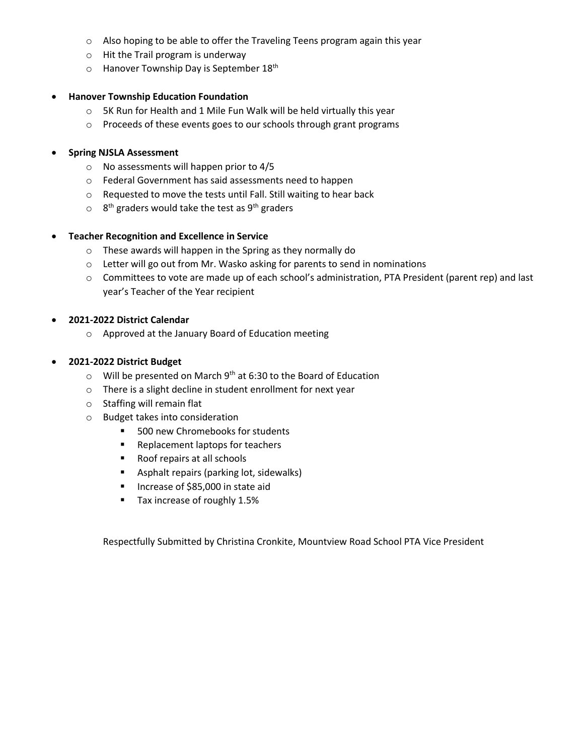- Also hoping to be able to offer the Traveling Teens program again this year
  - Hit the Trail program is underway
  - Hanover Township Day is September 18th

- **Hanover Township Education Foundation**
  - 5K Run for Health and 1 Mile Fun Walk will be held virtually this year
  - Proceeds of these events goes to our schools through grant programs

- **Spring NJSLA Assessment**
  - No assessments will happen prior to 4/5
  - Federal Government has said assessments need to happen
  - Requested to move the tests until Fall. Still waiting to hear back
  - 8th graders would take the test as 9th graders

- **Teacher Recognition and Excellence in Service**
  - These awards will happen in the Spring as they normally do
  - Letter will go out from Mr. Wasko asking for parents to send in nominations
  - Committees to vote are made up of each school's administration, PTA President (parent rep) and last year's Teacher of the Year recipient

- **2021-2022 District Calendar**
  - Approved at the January Board of Education meeting

- **2021-2022 District Budget**
  - Will be presented on March 9th at 6:30 to the Board of Education
  - There is a slight decline in student enrollment for next year
  - Staffing will remain flat
  - Budget takes into consideration
    - 500 new Chromebooks for students
    - Replacement laptops for teachers
    - Roof repairs at all schools
    - Asphalt repairs (parking lot, sidewalks)
    - Increase of $85,000 in state aid
    - Tax increase of roughly 1.5%

Respectfully Submitted by Christina Cronkite, Mountview Road School PTA Vice President